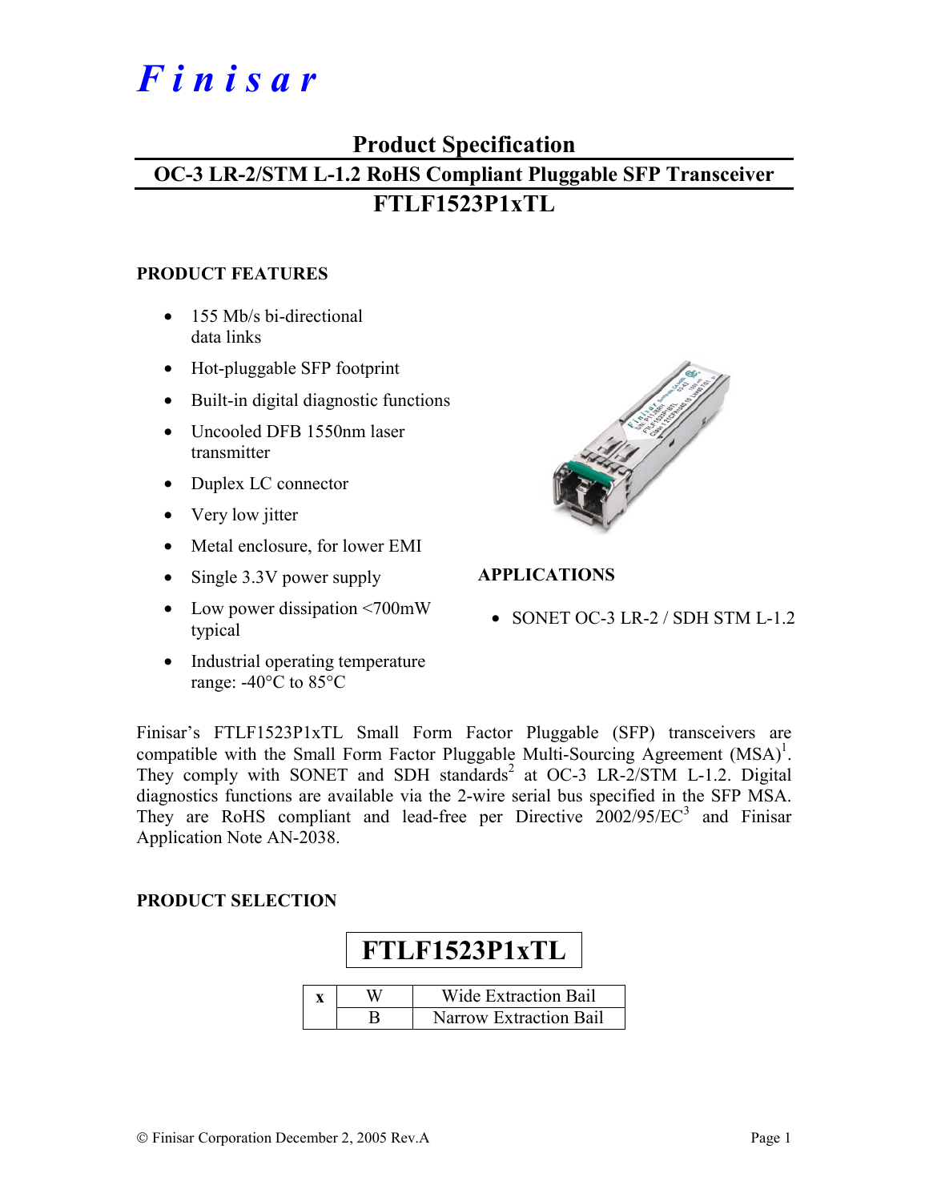# Finisar

## Product Specification

## OC-3 LR-2/STM L-1.2 RoHS Compliant Pluggable SFP Transceiver

## FTLF1523P1xTL

### PRODUCT FEATURES

- 155 Mb/s bi-directional data links
- Hot-pluggable SFP footprint
- Built-in digital diagnostic functions
- Uncooled DFB 1550nm laser transmitter
- Duplex LC connector
- Very low jitter
- Metal enclosure, for lower EMI
- Single 3.3V power supply
- Low power dissipation <700mW typical
- Industrial operating temperature range: -40°C to 85°C

### APPLICATIONS

- SONET OC-3 LR-2 / SDH STM L-1.2

Finisar's FTLF1523P1xTL Small Form Factor Pluggable (SFP) transceivers are compatible with the Small Form Factor Pluggable Multi-Sourcing Agreement (MSA)[1]. They comply with SONET and SDH standards[2] at OC-3 LR-2/STM L-1.2. Digital diagnostics functions are available via the 2-wire serial bus specified in the SFP MSA. They are RoHS compliant and lead-free per Directive 2002/95/EC[3] and Finisar Application Note AN-2038.

### PRODUCT SELECTION

**FTLF1523P1xTL**

| x | W | Wide Extraction Bail |
|---|---|---|
| | B | Narrow Extraction Bail |

© Finisar Corporation December 2, 2005 Rev.A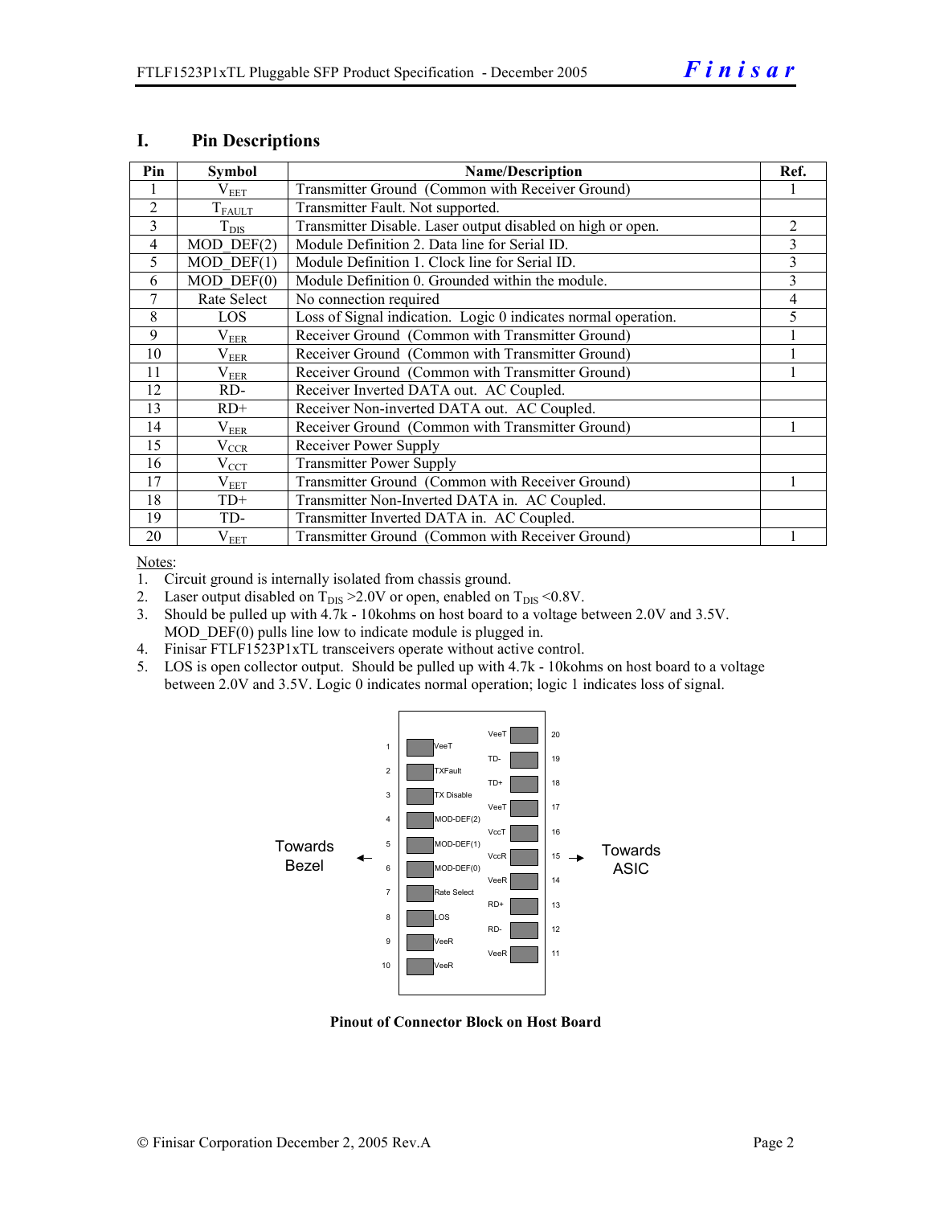## I. Pin Descriptions

| Pin | Symbol | Name/Description | Ref. |
|---|---|---|---|
| 1 | $V_{EET}$ | Transmitter Ground (Common with Receiver Ground) | 1 |
| 2 | $T_{FAULT}$ | Transmitter Fault. Not supported. | |
| 3 | $T_{DIS}$ | Transmitter Disable. Laser output disabled on high or open. | 2 |
| 4 | MOD_DEF(2) | Module Definition 2. Data line for Serial ID. | 3 |
| 5 | MOD_DEF(1) | Module Definition 1. Clock line for Serial ID. | 3 |
| 6 | MOD_DEF(0) | Module Definition 0. Grounded within the module. | 3 |
| 7 | Rate Select | No connection required | 4 |
| 8 | LOS | Loss of Signal indication. Logic 0 indicates normal operation. | 5 |
| 9 | $V_{EER}$ | Receiver Ground (Common with Transmitter Ground) | 1 |
| 10 | $V_{EER}$ | Receiver Ground (Common with Transmitter Ground) | 1 |
| 11 | $V_{EER}$ | Receiver Ground (Common with Transmitter Ground) | 1 |
| 12 | RD- | Receiver Inverted DATA out. AC Coupled. | |
| 13 | RD+ | Receiver Non-inverted DATA out. AC Coupled. | |
| 14 | $V_{EER}$ | Receiver Ground (Common with Transmitter Ground) | 1 |
| 15 | $V_{CCR}$ | Receiver Power Supply | |
| 16 | $V_{CCT}$ | Transmitter Power Supply | |
| 17 | $V_{EET}$ | Transmitter Ground (Common with Receiver Ground) | 1 |
| 18 | TD+ | Transmitter Non-Inverted DATA in. AC Coupled. | |
| 19 | TD- | Transmitter Inverted DATA in. AC Coupled. | |
| 20 | $V_{EET}$ | Transmitter Ground (Common with Receiver Ground) | 1 |

Notes:

1. Circuit ground is internally isolated from chassis ground.
2. Laser output disabled on $T_{DIS}$ >2.0V or open, enabled on $T_{DIS}$ <0.8V.
3. Should be pulled up with 4.7k - 10kohms on host board to a voltage between 2.0V and 3.5V. MOD_DEF(0) pulls line low to indicate module is plugged in.
4. Finisar FTLF1523P1xTL transceivers operate without active control.
5. LOS is open collector output. Should be pulled up with 4.7k - 10kohms on host board to a voltage between 2.0V and 3.5V. Logic 0 indicates normal operation; logic 1 indicates loss of signal.

**Pinout of Connector Block on Host Board**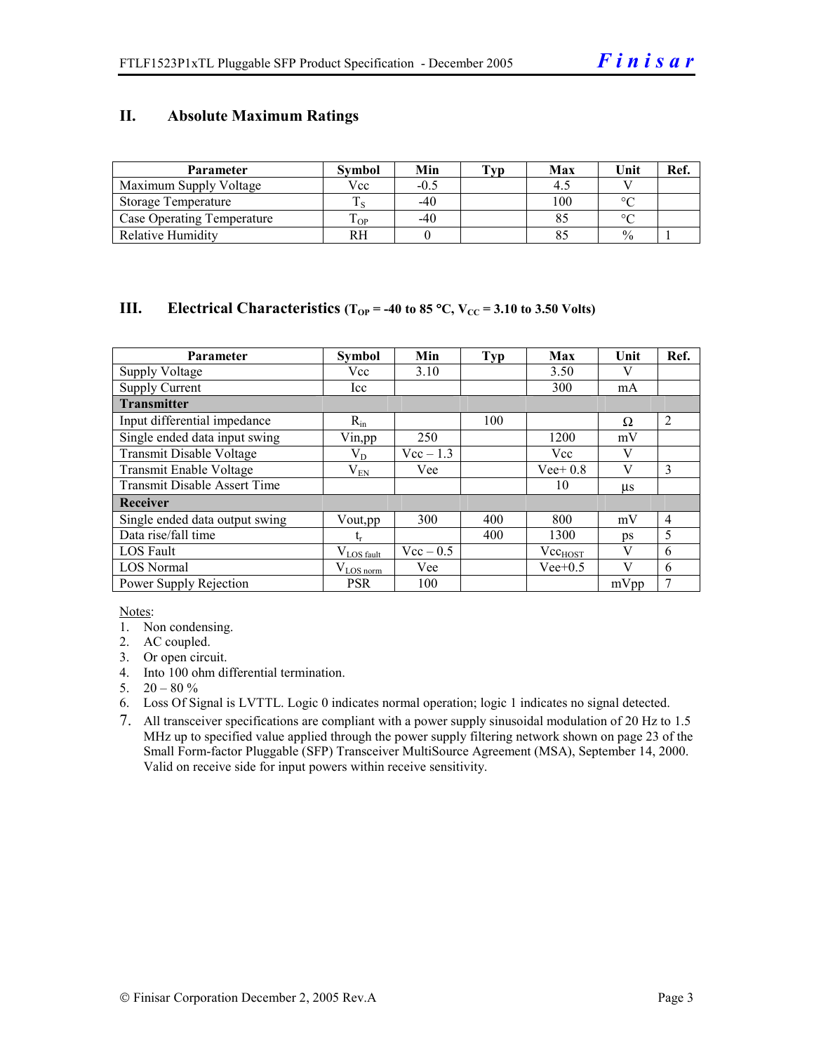## II. Absolute Maximum Ratings

| Parameter | Symbol | Min | Typ | Max | Unit | Ref. |
|---|---|---|---|---|---|---|
| Maximum Supply Voltage | Vcc | -0.5 | | 4.5 | V | |
| Storage Temperature | $T_S$ | -40 | | 100 | °C | |
| Case Operating Temperature | $T_{OP}$ | -40 | | 85 | °C | |
| Relative Humidity | RH | 0 | | 85 | % | 1 |

## III. Electrical Characteristics ($T_{OP}$ = -40 to 85 °C, $V_{CC}$ = 3.10 to 3.50 Volts)

| Parameter | Symbol | Min | Typ | Max | Unit | Ref. |
|---|---|---|---|---|---|---|
| Supply Voltage | Vcc | 3.10 | | 3.50 | V | |
| Supply Current | Icc | | | 300 | mA | |
| **Transmitter** | | | | | | |
| Input differential impedance | $R_{in}$ | | 100 | | Ω | 2 |
| Single ended data input swing | Vin,pp | 250 | | 1200 | mV | |
| Transmit Disable Voltage | $V_D$ | Vcc – 1.3 | | Vcc | V | |
| Transmit Enable Voltage | $V_{EN}$ | Vee | | Vee+ 0.8 | V | 3 |
| Transmit Disable Assert Time | | | | 10 | µs | |
| **Receiver** | | | | | | |
| Single ended data output swing | Vout,pp | 300 | 400 | 800 | mV | 4 |
| Data rise/fall time | $t_r$ | | 400 | 1300 | ps | 5 |
| LOS Fault | $V_{LOS\ fault}$ | Vcc – 0.5 | | $Vcc_{HOST}$ | V | 6 |
| LOS Normal | $V_{LOS\ norm}$ | Vee | | Vee+0.5 | V | 6 |
| Power Supply Rejection | PSR | 100 | | | mVpp | 7 |

Notes:

1. Non condensing.
2. AC coupled.
3. Or open circuit.
4. Into 100 ohm differential termination.
5. 20 – 80 %
6. Loss Of Signal is LVTTL. Logic 0 indicates normal operation; logic 1 indicates no signal detected.
7. All transceiver specifications are compliant with a power supply sinusoidal modulation of 20 Hz to 1.5 MHz up to specified value applied through the power supply filtering network shown on page 23 of the Small Form-factor Pluggable (SFP) Transceiver MultiSource Agreement (MSA), September 14, 2000. Valid on receive side for input powers within receive sensitivity.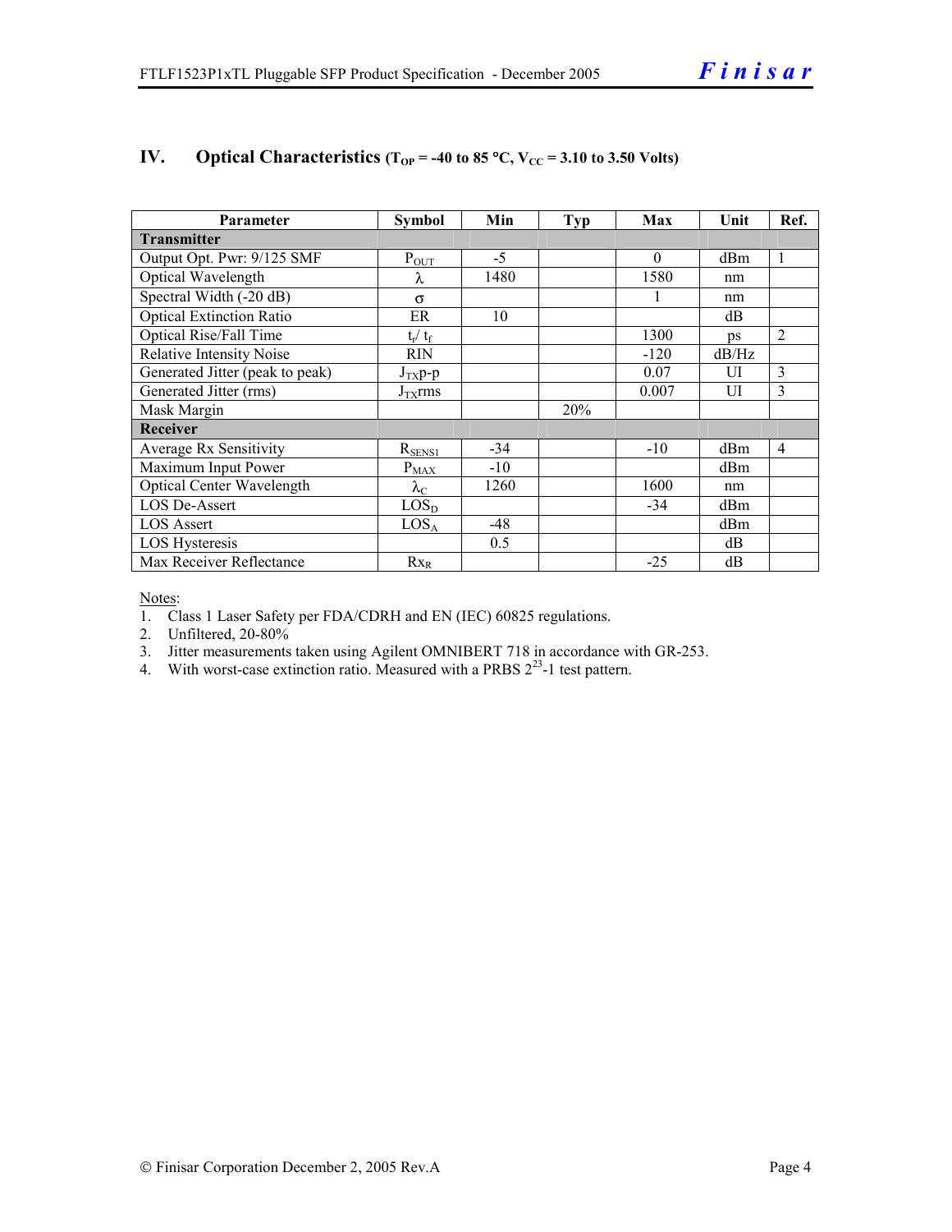## IV. Optical Characteristics ($T_{OP}$ = -40 to 85 °C, $V_{CC}$ = 3.10 to 3.50 Volts)

| Parameter | Symbol | Min | Typ | Max | Unit | Ref. |
|---|---|---|---|---|---|---|
| **Transmitter** | | | | | | |
| Output Opt. Pwr: 9/125 SMF | $P_{OUT}$ | -5 | | 0 | dBm | 1 |
| Optical Wavelength | $\lambda$ | 1480 | | 1580 | nm | |
| Spectral Width (-20 dB) | $\sigma$ | | | 1 | nm | |
| Optical Extinction Ratio | ER | 10 | | | dB | |
| Optical Rise/Fall Time | $t_r$/ $t_f$ | | | 1300 | ps | 2 |
| Relative Intensity Noise | RIN | | | -120 | dB/Hz | |
| Generated Jitter (peak to peak) | $J_{TX}$p-p | | | 0.07 | UI | 3 |
| Generated Jitter (rms) | $J_{TX}$rms | | | 0.007 | UI | 3 |
| Mask Margin | | | 20% | | | |
| **Receiver** | | | | | | |
| Average Rx Sensitivity | $R_{SENS1}$ | -34 | | -10 | dBm | 4 |
| Maximum Input Power | $P_{MAX}$ | -10 | | | dBm | |
| Optical Center Wavelength | $\lambda_C$ | 1260 | | 1600 | nm | |
| LOS De-Assert | $LOS_D$ | | | -34 | dBm | |
| LOS Assert | $LOS_A$ | -48 | | | dBm | |
| LOS Hysteresis | | 0.5 | | | dB | |
| Max Receiver Reflectance | $Rx_R$ | | | -25 | dB | |

Notes:

1. Class 1 Laser Safety per FDA/CDRH and EN (IEC) 60825 regulations.
2. Unfiltered, 20-80%
3. Jitter measurements taken using Agilent OMNIBERT 718 in accordance with GR-253.
4. With worst-case extinction ratio. Measured with a PRBS $2^{23}$-1 test pattern.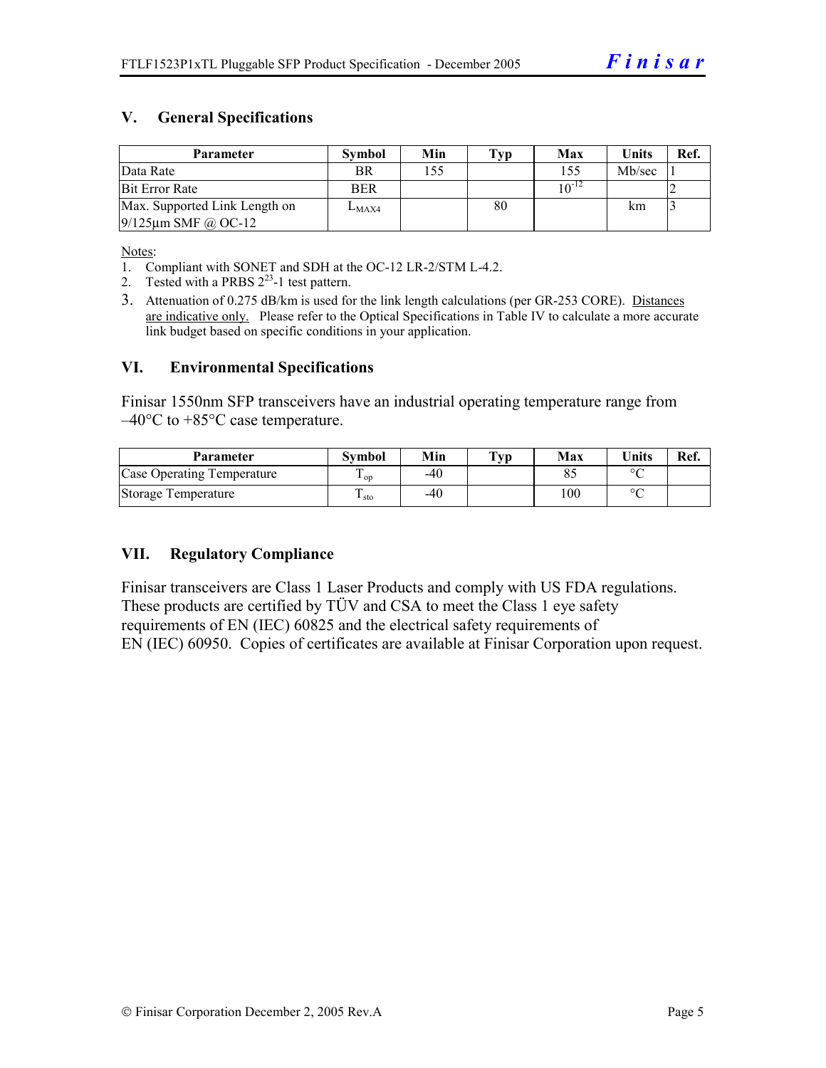## V. General Specifications

| Parameter | Symbol | Min | Typ | Max | Units | Ref. |
|---|---|---|---|---|---|---|
| Data Rate | BR | 155 | | 155 | Mb/sec | 1 |
| Bit Error Rate | BER | | | $10^{-12}$ | | 2 |
| Max. Supported Link Length on 9/125µm SMF @ OC-12 | $L_{MAX4}$ | | 80 | | km | 3 |

Notes:

1. Compliant with SONET and SDH at the OC-12 LR-2/STM L-4.2.
2. Tested with a PRBS $2^{23}$-1 test pattern.
3. Attenuation of 0.275 dB/km is used for the link length calculations (per GR-253 CORE). Distances are indicative only. Please refer to the Optical Specifications in Table IV to calculate a more accurate link budget based on specific conditions in your application.

## VI. Environmental Specifications

Finisar 1550nm SFP transceivers have an industrial operating temperature range from –40°C to +85°C case temperature.

| Parameter | Symbol | Min | Typ | Max | Units | Ref. |
|---|---|---|---|---|---|---|
| Case Operating Temperature | $T_{op}$ | -40 | | 85 | °C | |
| Storage Temperature | $T_{sto}$ | -40 | | 100 | °C | |

## VII. Regulatory Compliance

Finisar transceivers are Class 1 Laser Products and comply with US FDA regulations. These products are certified by TÜV and CSA to meet the Class 1 eye safety requirements of EN (IEC) 60825 and the electrical safety requirements of EN (IEC) 60950. Copies of certificates are available at Finisar Corporation upon request.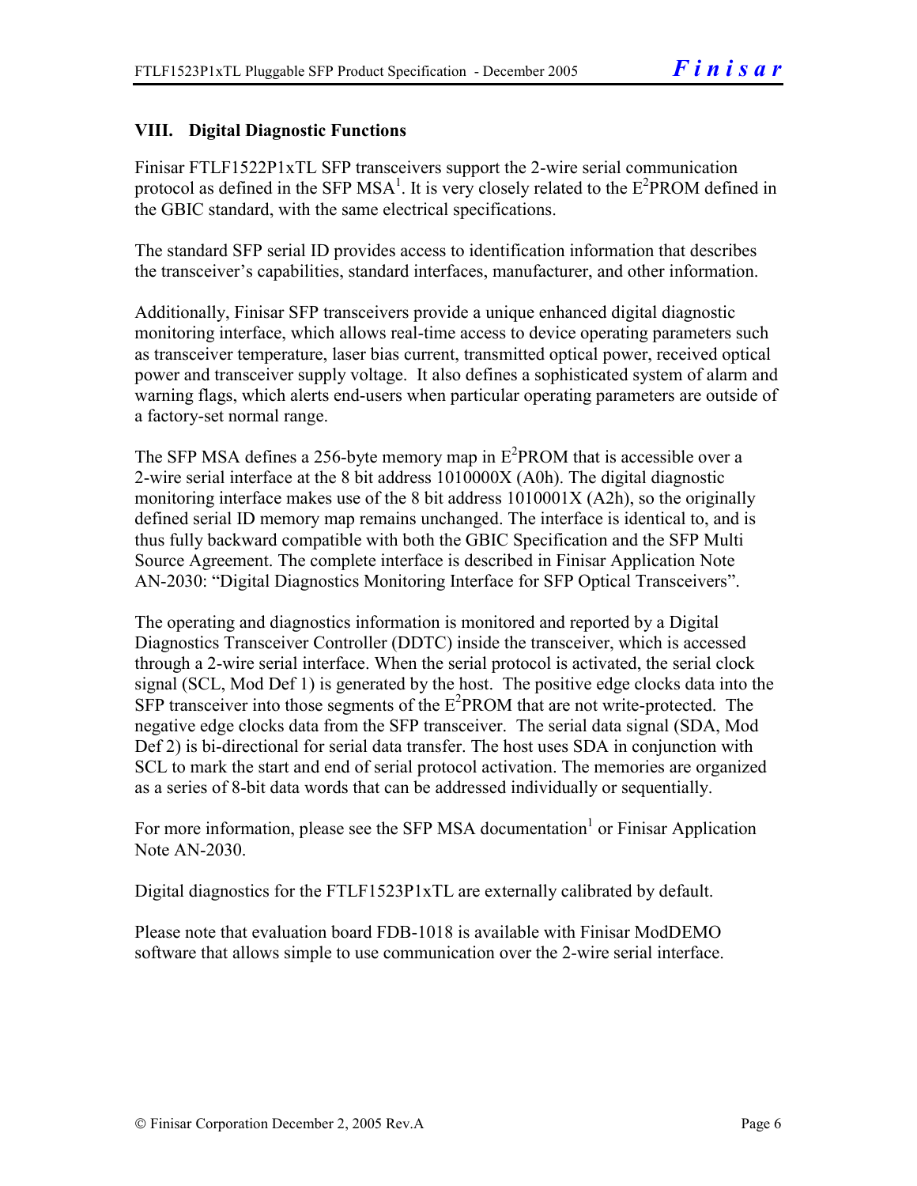## VIII. Digital Diagnostic Functions

Finisar FTLF1522P1xTL SFP transceivers support the 2-wire serial communication protocol as defined in the SFP MSA[1]. It is very closely related to the $E^2$PROM defined in the GBIC standard, with the same electrical specifications.

The standard SFP serial ID provides access to identification information that describes the transceiver's capabilities, standard interfaces, manufacturer, and other information.

Additionally, Finisar SFP transceivers provide a unique enhanced digital diagnostic monitoring interface, which allows real-time access to device operating parameters such as transceiver temperature, laser bias current, transmitted optical power, received optical power and transceiver supply voltage. It also defines a sophisticated system of alarm and warning flags, which alerts end-users when particular operating parameters are outside of a factory-set normal range.

The SFP MSA defines a 256-byte memory map in $E^2$PROM that is accessible over a 2-wire serial interface at the 8 bit address 1010000X (A0h). The digital diagnostic monitoring interface makes use of the 8 bit address 1010001X (A2h), so the originally defined serial ID memory map remains unchanged. The interface is identical to, and is thus fully backward compatible with both the GBIC Specification and the SFP Multi Source Agreement. The complete interface is described in Finisar Application Note AN-2030: "Digital Diagnostics Monitoring Interface for SFP Optical Transceivers".

The operating and diagnostics information is monitored and reported by a Digital Diagnostics Transceiver Controller (DDTC) inside the transceiver, which is accessed through a 2-wire serial interface. When the serial protocol is activated, the serial clock signal (SCL, Mod Def 1) is generated by the host. The positive edge clocks data into the SFP transceiver into those segments of the $E^2$PROM that are not write-protected. The negative edge clocks data from the SFP transceiver. The serial data signal (SDA, Mod Def 2) is bi-directional for serial data transfer. The host uses SDA in conjunction with SCL to mark the start and end of serial protocol activation. The memories are organized as a series of 8-bit data words that can be addressed individually or sequentially.

For more information, please see the SFP MSA documentation[1] or Finisar Application Note AN-2030.

Digital diagnostics for the FTLF1523P1xTL are externally calibrated by default.

Please note that evaluation board FDB-1018 is available with Finisar ModDEMO software that allows simple to use communication over the 2-wire serial interface.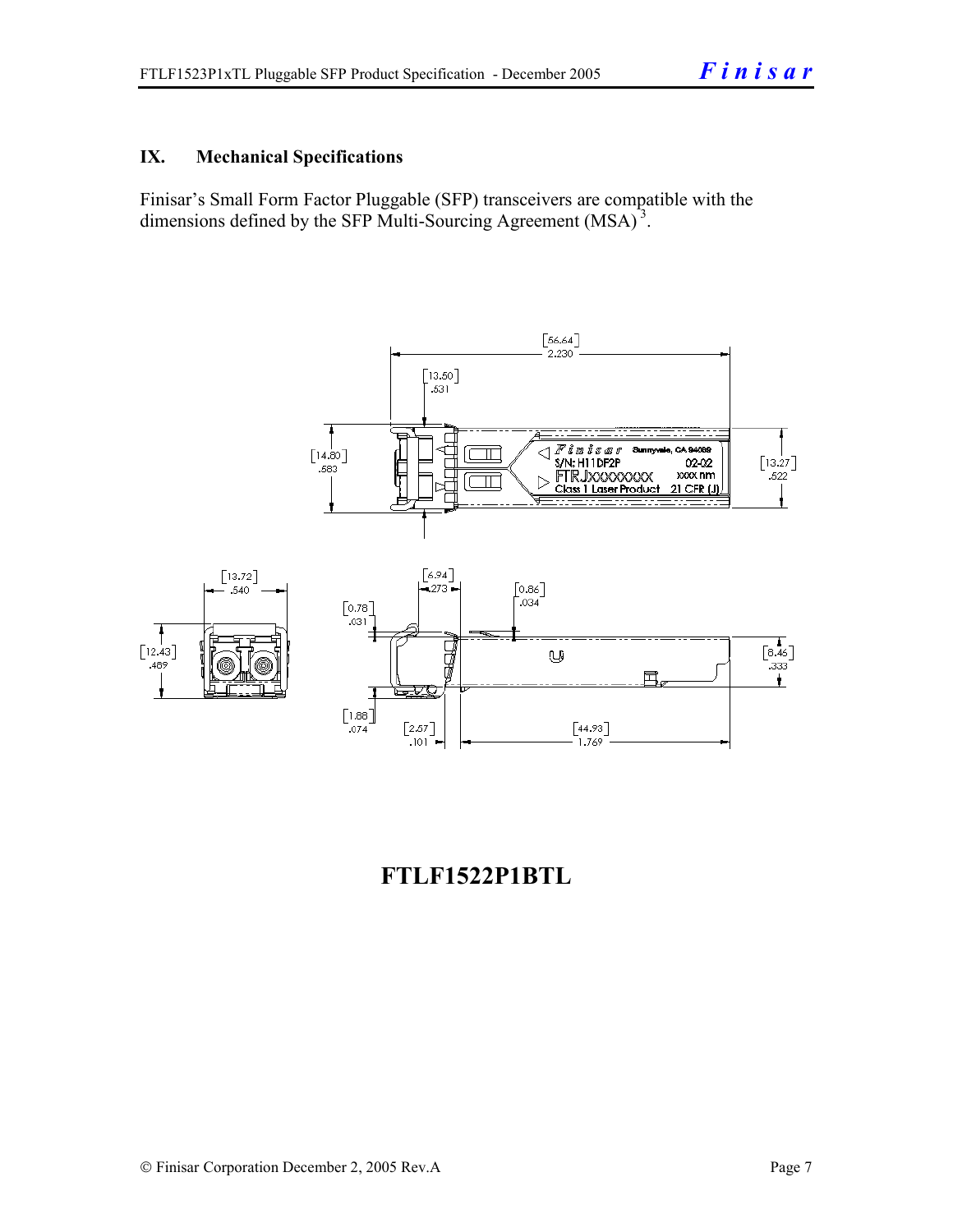## IX. Mechanical Specifications

Finisar's Small Form Factor Pluggable (SFP) transceivers are compatible with the dimensions defined by the SFP Multi-Sourcing Agreement (MSA)[3].

**FTLF1522P1BTL**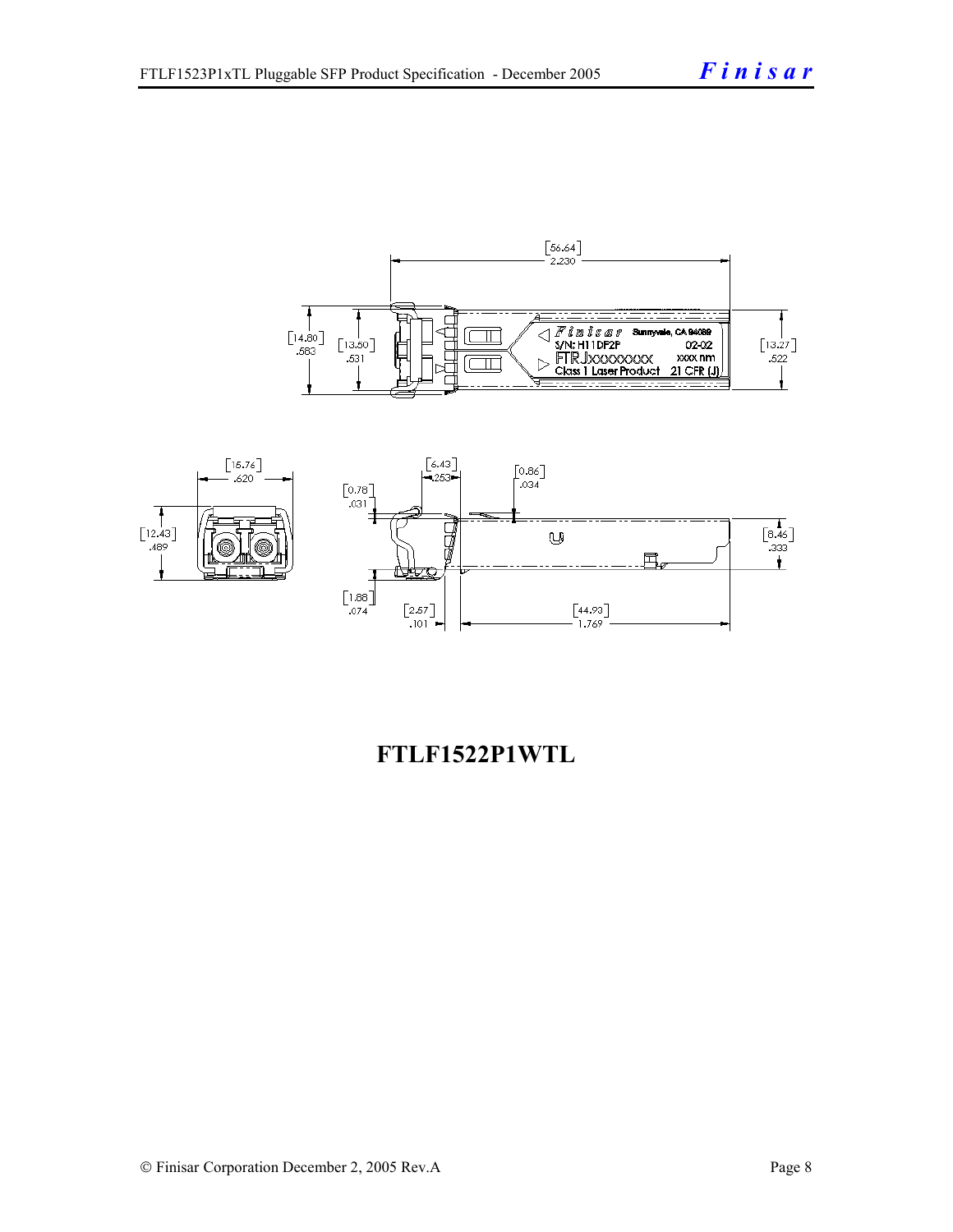**FTLF1522P1WTL**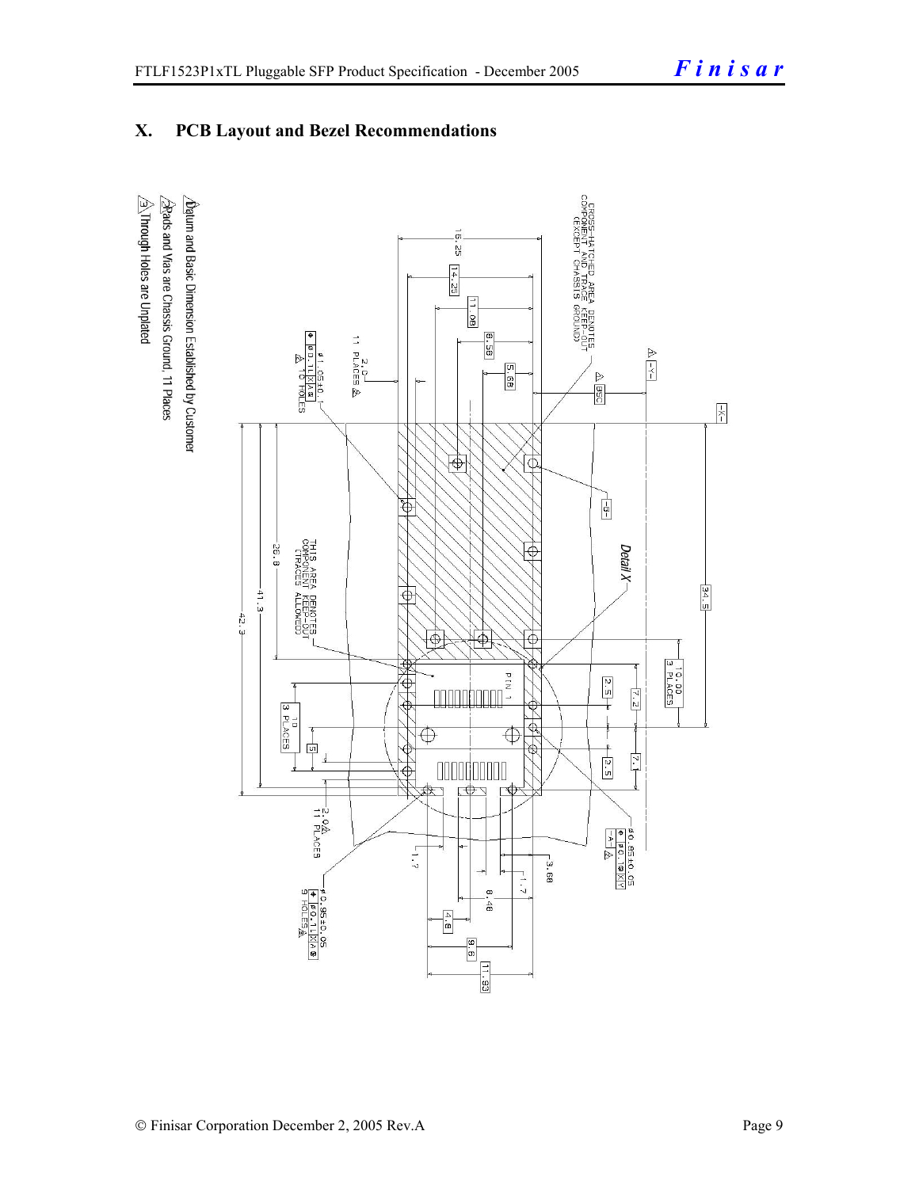## X. PCB Layout and Bezel Recommendations

△1 Datum and Basic Dimension Established by Customer

△2 Pads and Vias are Chassis Ground, 11 Places

△3 Through Holes are Unplated

CROSS-HATCHED AREA DENOTES COMPONENT AND TRACE KEEP-OUT (EXCEPT CHASSIS GROUND)

THIS AREA DENOTES COMPONENT KEEP-OUT (TRACES ALLOWED)

Detail X

PIN 1

ø1.05±0.1 ⌖ ø0.1 L X A △3 16 HOLES

2.0 11 PLACES △2

ø0.85±0.05 ⌖ ø0.1 Ⓜ X Y △3

ø0.95±0.05 ⌖ ø0.1 L X A Ⓜ 9 HOLES △3

16.25, 14.25, 11.08, 8.58, 5.68, 8SC, 34.5, 10.00 3 PLACES, 26.8, 41.3, 42.3, 10 3 PLACES, 5, 2.5, 7.2, 2.5, 7.1, 1.7, 3.68, 1.7, 8.48, 4.8, 9.6, 11.93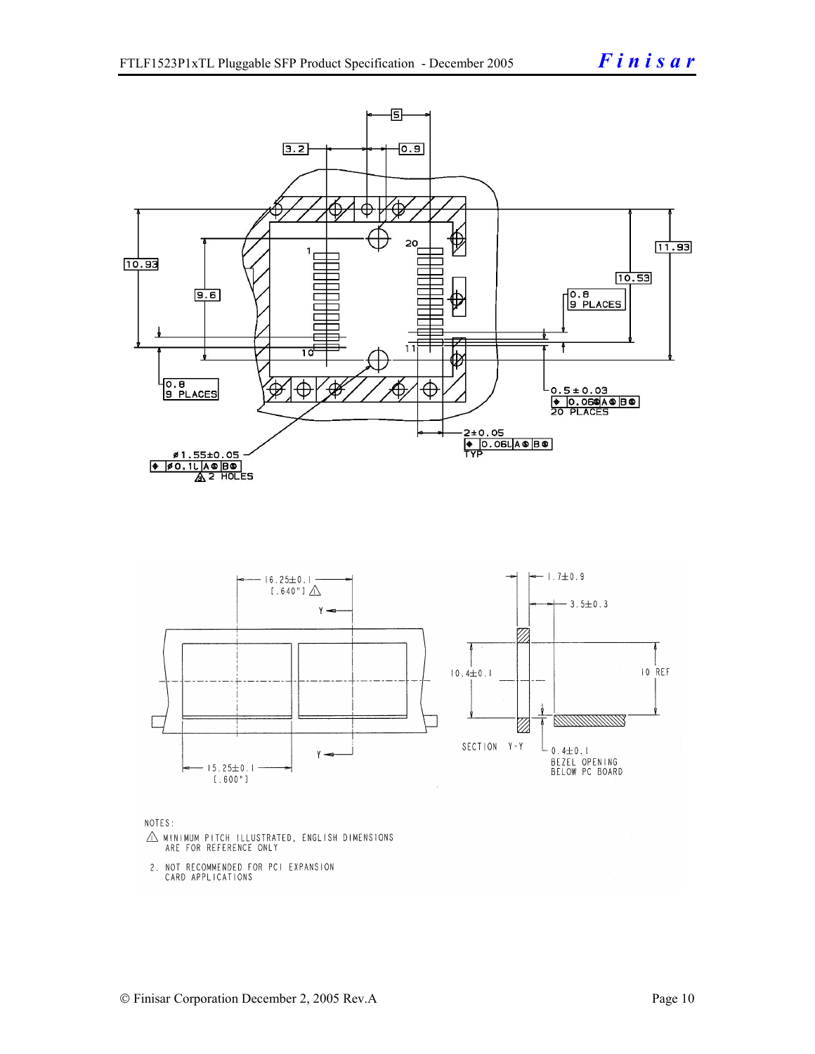NOTES:

1. ⚠ MINIMUM PITCH ILLUSTRATED, ENGLISH DIMENSIONS ARE FOR REFERENCE ONLY
2. NOT RECOMMENDED FOR PCI EXPANSION CARD APPLICATIONS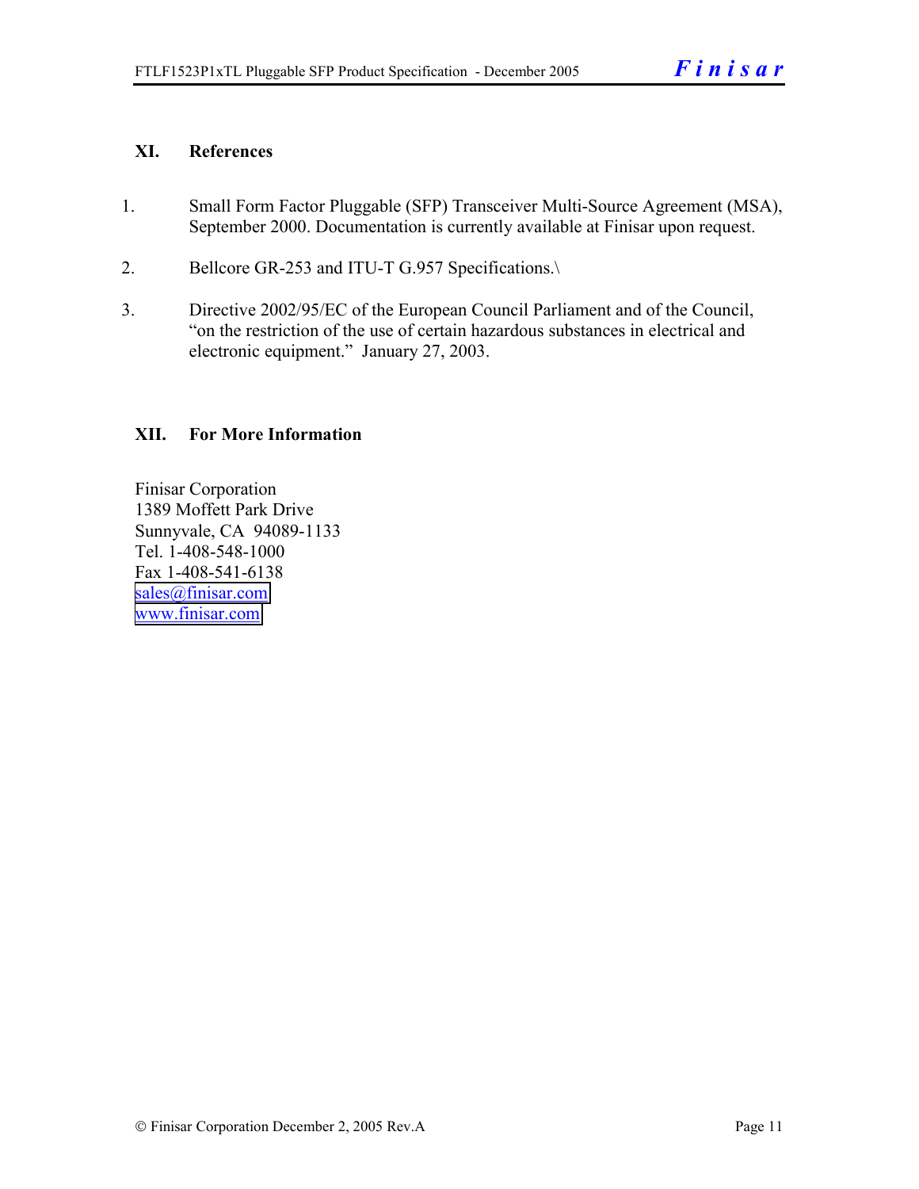## XI. References

1. Small Form Factor Pluggable (SFP) Transceiver Multi-Source Agreement (MSA), September 2000. Documentation is currently available at Finisar upon request.

2. Bellcore GR-253 and ITU-T G.957 Specifications.\

3. Directive 2002/95/EC of the European Council Parliament and of the Council, "on the restriction of the use of certain hazardous substances in electrical and electronic equipment." January 27, 2003.

## XII. For More Information

Finisar Corporation
1389 Moffett Park Drive
Sunnyvale, CA 94089-1133
Tel. 1-408-548-1000
Fax 1-408-541-6138
sales@finisar.com
www.finisar.com